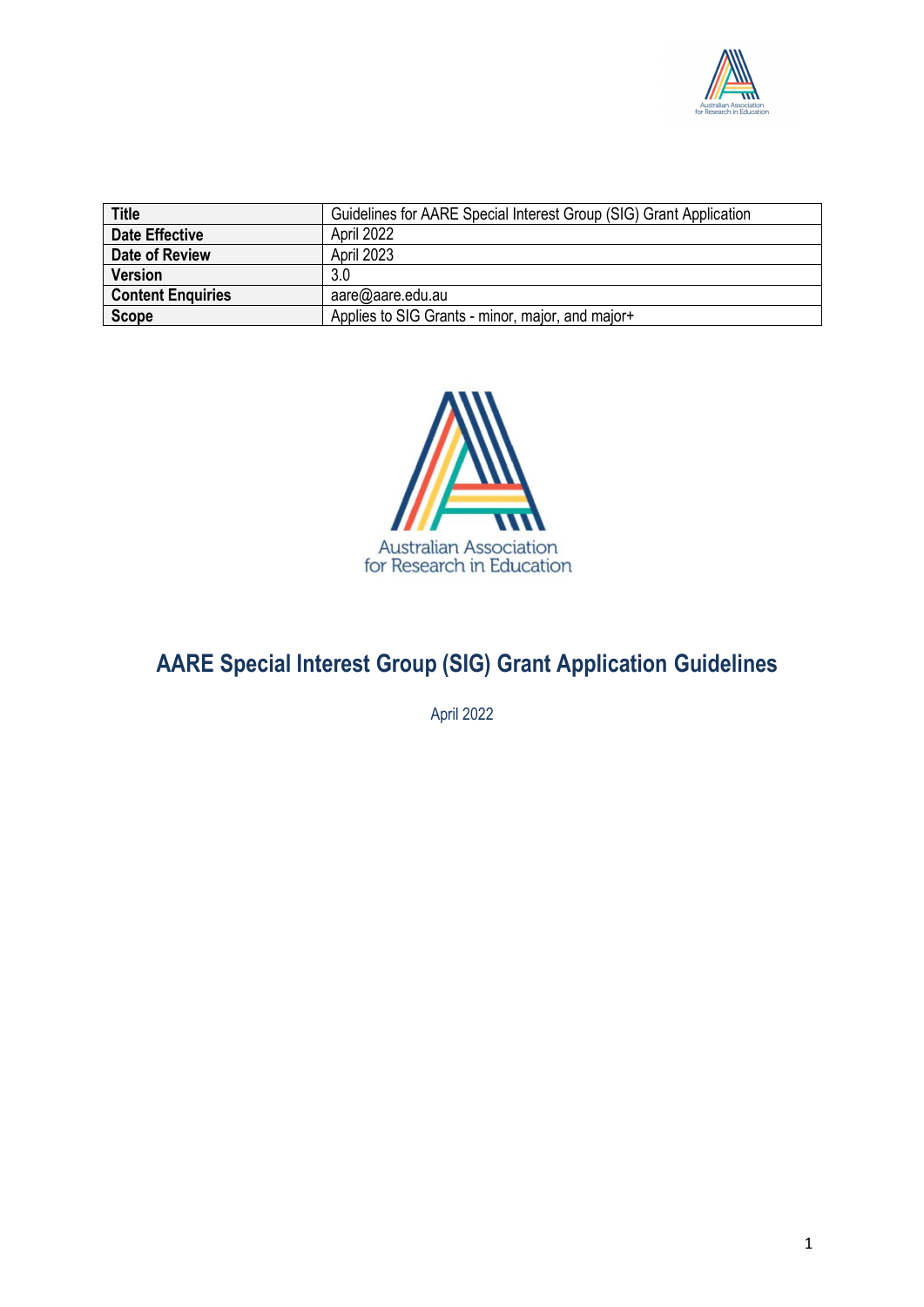| Title | Guidelines for AARE Special Interest Group (SIG) Grant Application |
|---|---|
| Date Effective | April 2022 |
| Date of Review | April 2023 |
| Version | 3.0 |
| Content Enquiries | aare@aare.edu.au |
| Scope | Applies to SIG Grants - minor, major, and major+ |

Australian Association for Research in Education

# AARE Special Interest Group (SIG) Grant Application Guidelines

April 2022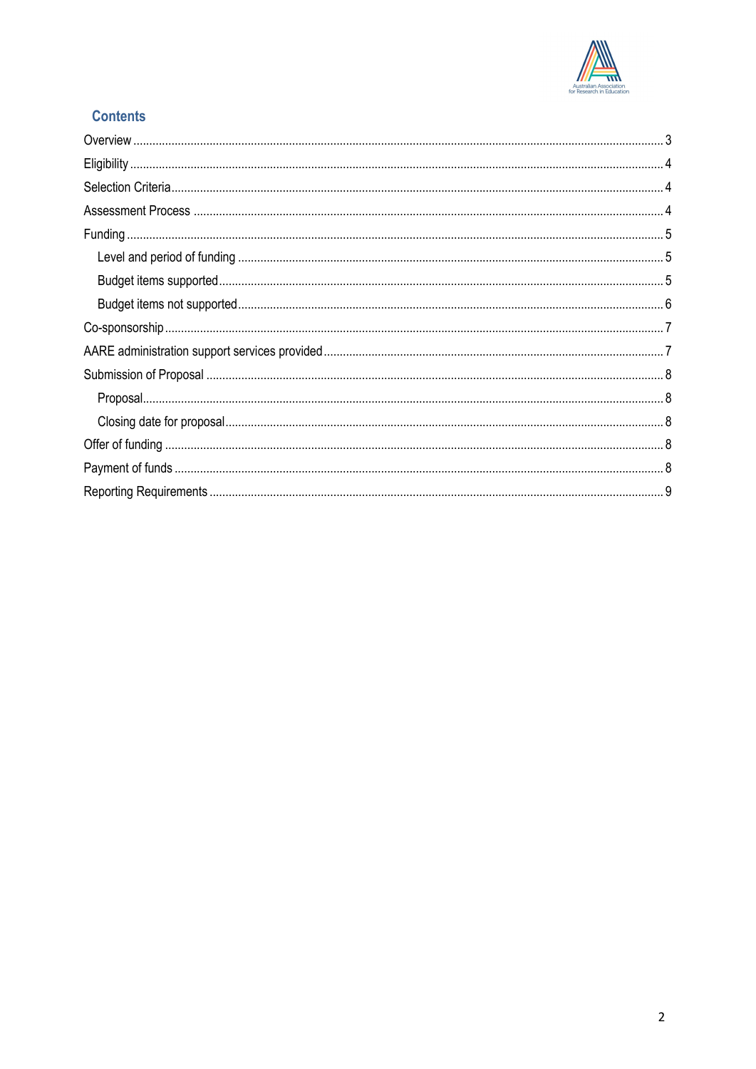## Contents

- Overview ..... 3
- Eligibility ..... 4
- Selection Criteria ..... 4
- Assessment Process ..... 4
- Funding ..... 5
  - Level and period of funding ..... 5
  - Budget items supported ..... 5
  - Budget items not supported ..... 6
- Co-sponsorship ..... 7
- AARE administration support services provided ..... 7
- Submission of Proposal ..... 8
  - Proposal ..... 8
  - Closing date for proposal ..... 8
- Offer of funding ..... 8
- Payment of funds ..... 8
- Reporting Requirements ..... 9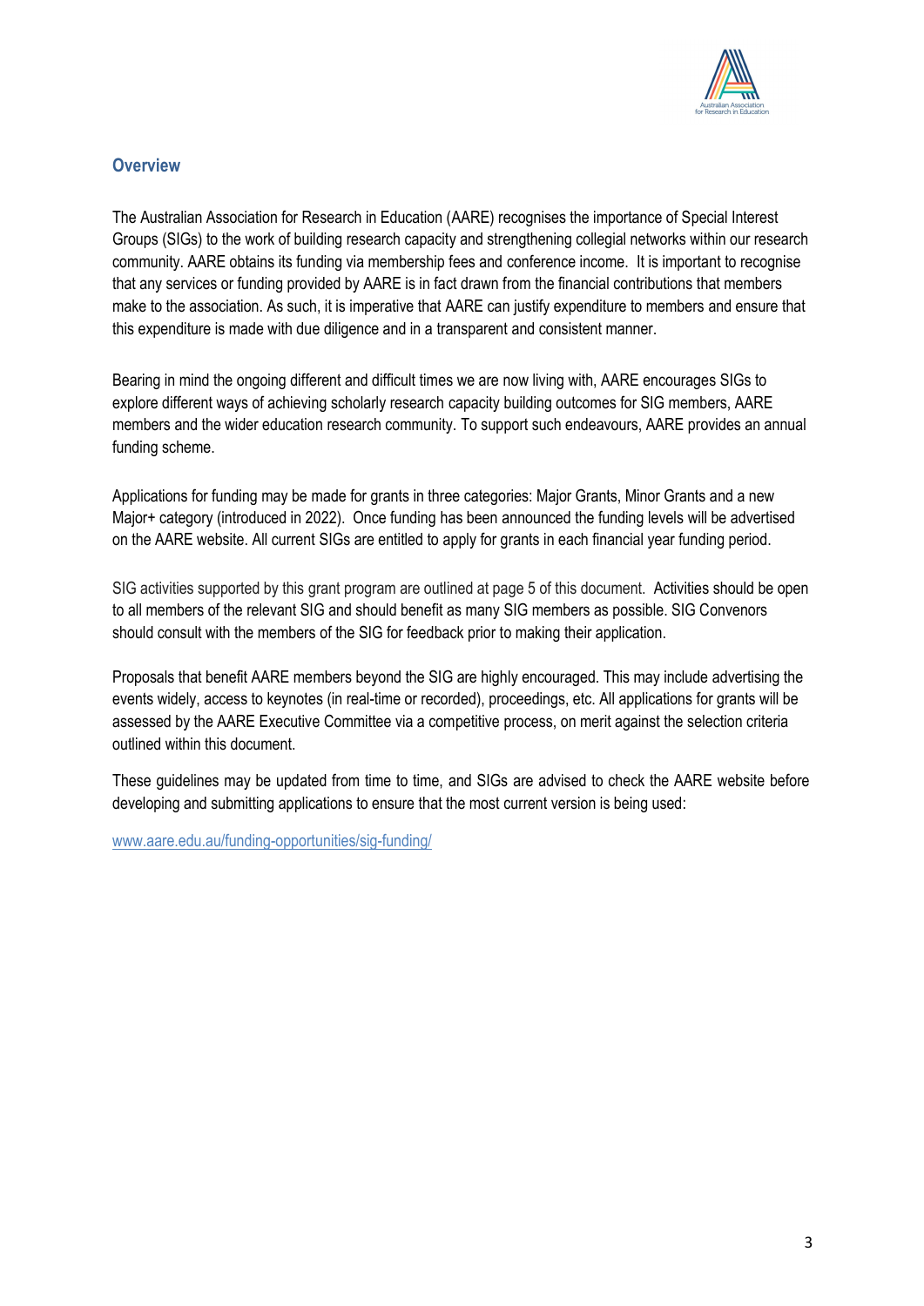## Overview

The Australian Association for Research in Education (AARE) recognises the importance of Special Interest Groups (SIGs) to the work of building research capacity and strengthening collegial networks within our research community. AARE obtains its funding via membership fees and conference income. It is important to recognise that any services or funding provided by AARE is in fact drawn from the financial contributions that members make to the association. As such, it is imperative that AARE can justify expenditure to members and ensure that this expenditure is made with due diligence and in a transparent and consistent manner.

Bearing in mind the ongoing different and difficult times we are now living with, AARE encourages SIGs to explore different ways of achieving scholarly research capacity building outcomes for SIG members, AARE members and the wider education research community. To support such endeavours, AARE provides an annual funding scheme.

Applications for funding may be made for grants in three categories: Major Grants, Minor Grants and a new Major+ category (introduced in 2022). Once funding has been announced the funding levels will be advertised on the AARE website. All current SIGs are entitled to apply for grants in each financial year funding period.

SIG activities supported by this grant program are outlined at page 5 of this document. Activities should be open to all members of the relevant SIG and should benefit as many SIG members as possible. SIG Convenors should consult with the members of the SIG for feedback prior to making their application.

Proposals that benefit AARE members beyond the SIG are highly encouraged. This may include advertising the events widely, access to keynotes (in real-time or recorded), proceedings, etc. All applications for grants will be assessed by the AARE Executive Committee via a competitive process, on merit against the selection criteria outlined within this document.

These guidelines may be updated from time to time, and SIGs are advised to check the AARE website before developing and submitting applications to ensure that the most current version is being used:

[www.aare.edu.au/funding-opportunities/sig-funding/](www.aare.edu.au/funding-opportunities/sig-funding/)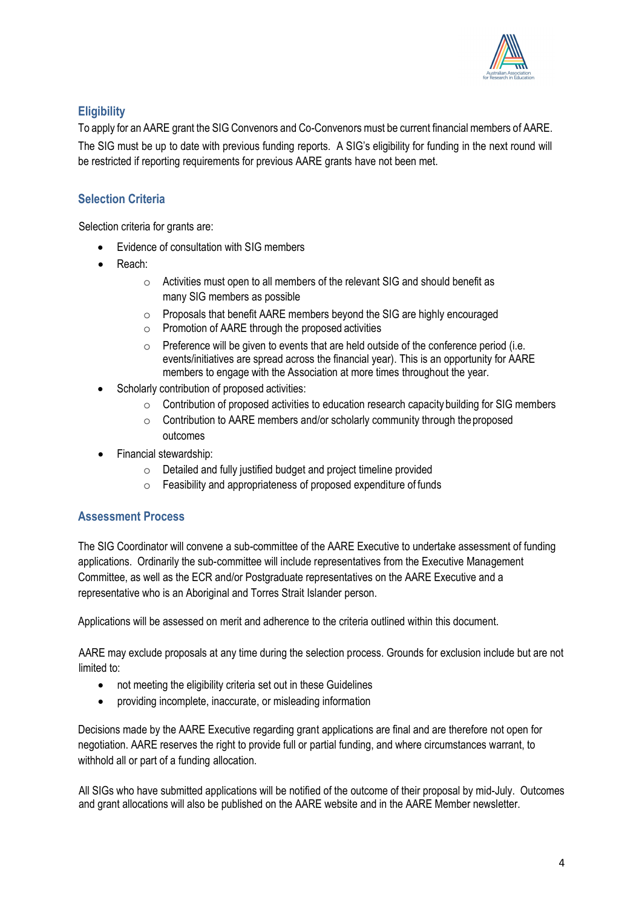## Eligibility

To apply for an AARE grant the SIG Convenors and Co-Convenors must be current financial members of AARE. The SIG must be up to date with previous funding reports. A SIG's eligibility for funding in the next round will be restricted if reporting requirements for previous AARE grants have not been met.

## Selection Criteria

Selection criteria for grants are:

- Evidence of consultation with SIG members
- Reach:
  - Activities must open to all members of the relevant SIG and should benefit as many SIG members as possible
  - Proposals that benefit AARE members beyond the SIG are highly encouraged
  - Promotion of AARE through the proposed activities
  - Preference will be given to events that are held outside of the conference period (i.e. events/initiatives are spread across the financial year). This is an opportunity for AARE members to engage with the Association at more times throughout the year.
- Scholarly contribution of proposed activities:
  - Contribution of proposed activities to education research capacity building for SIG members
  - Contribution to AARE members and/or scholarly community through the proposed outcomes
- Financial stewardship:
  - Detailed and fully justified budget and project timeline provided
  - Feasibility and appropriateness of proposed expenditure of funds

## Assessment Process

The SIG Coordinator will convene a sub-committee of the AARE Executive to undertake assessment of funding applications. Ordinarily the sub-committee will include representatives from the Executive Management Committee, as well as the ECR and/or Postgraduate representatives on the AARE Executive and a representative who is an Aboriginal and Torres Strait Islander person.

Applications will be assessed on merit and adherence to the criteria outlined within this document.

AARE may exclude proposals at any time during the selection process. Grounds for exclusion include but are not limited to:

- not meeting the eligibility criteria set out in these Guidelines
- providing incomplete, inaccurate, or misleading information

Decisions made by the AARE Executive regarding grant applications are final and are therefore not open for negotiation. AARE reserves the right to provide full or partial funding, and where circumstances warrant, to withhold all or part of a funding allocation.

All SIGs who have submitted applications will be notified of the outcome of their proposal by mid-July. Outcomes and grant allocations will also be published on the AARE website and in the AARE Member newsletter.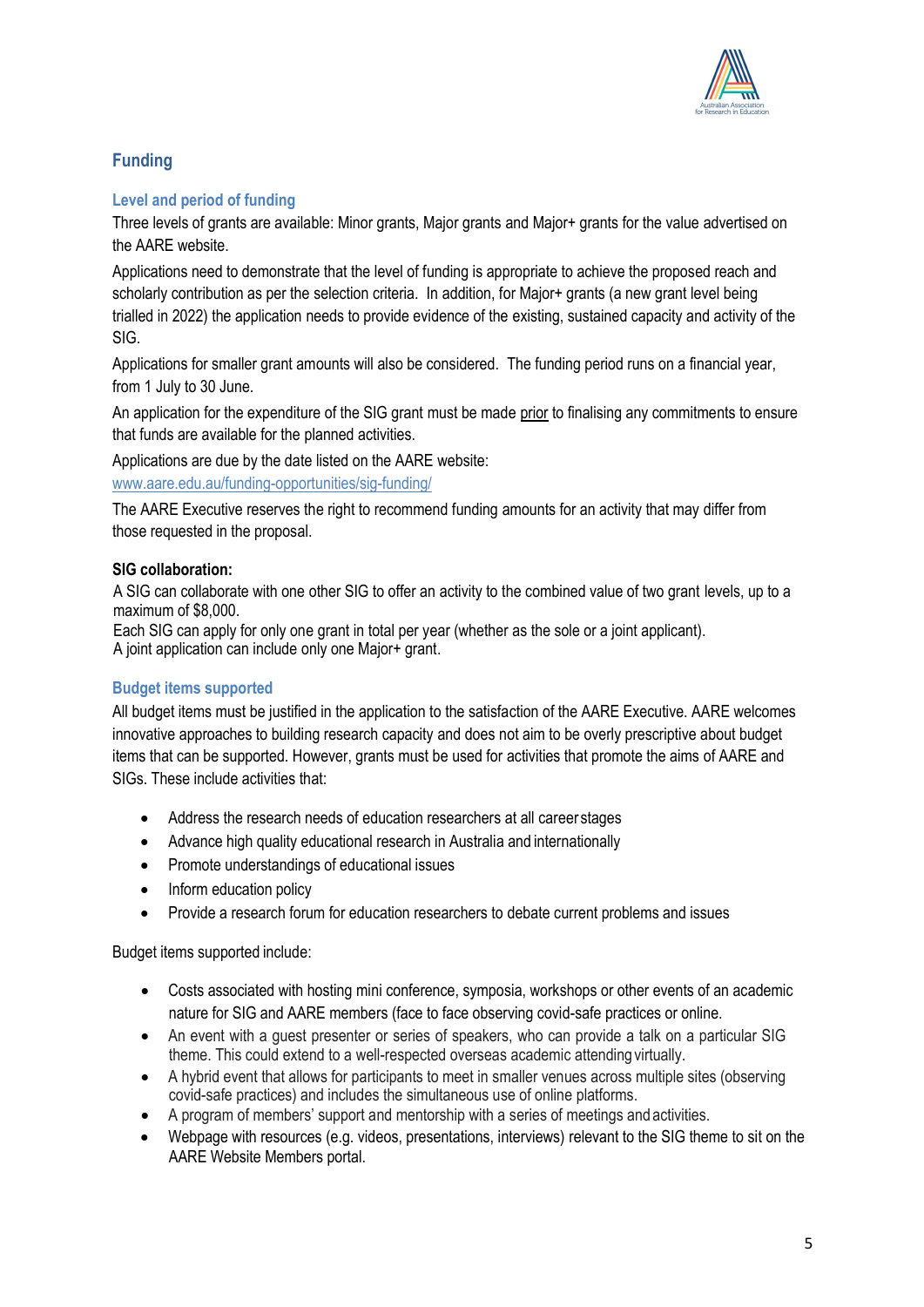## Funding

### Level and period of funding

Three levels of grants are available: Minor grants, Major grants and Major+ grants for the value advertised on the AARE website.

Applications need to demonstrate that the level of funding is appropriate to achieve the proposed reach and scholarly contribution as per the selection criteria. In addition, for Major+ grants (a new grant level being trialled in 2022) the application needs to provide evidence of the existing, sustained capacity and activity of the SIG.

Applications for smaller grant amounts will also be considered. The funding period runs on a financial year, from 1 July to 30 June.

An application for the expenditure of the SIG grant must be made prior to finalising any commitments to ensure that funds are available for the planned activities.

Applications are due by the date listed on the AARE website:
www.aare.edu.au/funding-opportunities/sig-funding/

The AARE Executive reserves the right to recommend funding amounts for an activity that may differ from those requested in the proposal.

**SIG collaboration:**

A SIG can collaborate with one other SIG to offer an activity to the combined value of two grant levels, up to a maximum of $8,000.
Each SIG can apply for only one grant in total per year (whether as the sole or a joint applicant).
A joint application can include only one Major+ grant.

### Budget items supported

All budget items must be justified in the application to the satisfaction of the AARE Executive. AARE welcomes innovative approaches to building research capacity and does not aim to be overly prescriptive about budget items that can be supported. However, grants must be used for activities that promote the aims of AARE and SIGs. These include activities that:

- Address the research needs of education researchers at all career stages
- Advance high quality educational research in Australia and internationally
- Promote understandings of educational issues
- Inform education policy
- Provide a research forum for education researchers to debate current problems and issues

Budget items supported include:

- Costs associated with hosting mini conference, symposia, workshops or other events of an academic nature for SIG and AARE members (face to face observing covid-safe practices or online.
- An event with a guest presenter or series of speakers, who can provide a talk on a particular SIG theme. This could extend to a well-respected overseas academic attending virtually.
- A hybrid event that allows for participants to meet in smaller venues across multiple sites (observing covid-safe practices) and includes the simultaneous use of online platforms.
- A program of members' support and mentorship with a series of meetings and activities.
- Webpage with resources (e.g. videos, presentations, interviews) relevant to the SIG theme to sit on the AARE Website Members portal.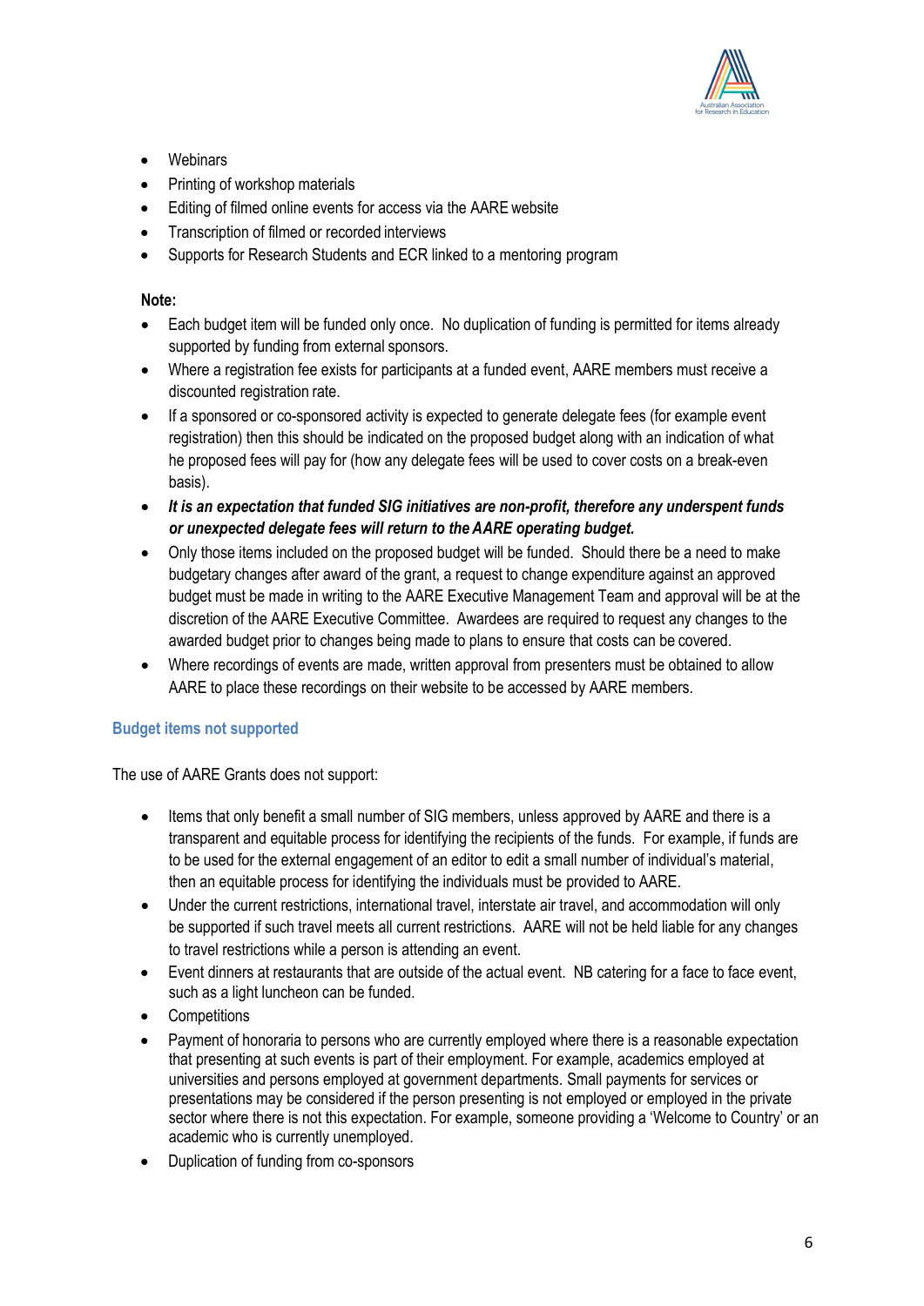- Webinars
- Printing of workshop materials
- Editing of filmed online events for access via the AARE website
- Transcription of filmed or recorded interviews
- Supports for Research Students and ECR linked to a mentoring program

**Note:**

- Each budget item will be funded only once. No duplication of funding is permitted for items already supported by funding from external sponsors.
- Where a registration fee exists for participants at a funded event, AARE members must receive a discounted registration rate.
- If a sponsored or co-sponsored activity is expected to generate delegate fees (for example event registration) then this should be indicated on the proposed budget along with an indication of what he proposed fees will pay for (how any delegate fees will be used to cover costs on a break-even basis).
- ***It is an expectation that funded SIG initiatives are non-profit, therefore any underspent funds or unexpected delegate fees will return to the AARE operating budget.***
- Only those items included on the proposed budget will be funded. Should there be a need to make budgetary changes after award of the grant, a request to change expenditure against an approved budget must be made in writing to the AARE Executive Management Team and approval will be at the discretion of the AARE Executive Committee. Awardees are required to request any changes to the awarded budget prior to changes being made to plans to ensure that costs can be covered.
- Where recordings of events are made, written approval from presenters must be obtained to allow AARE to place these recordings on their website to be accessed by AARE members.

### Budget items not supported

The use of AARE Grants does not support:

- Items that only benefit a small number of SIG members, unless approved by AARE and there is a transparent and equitable process for identifying the recipients of the funds. For example, if funds are to be used for the external engagement of an editor to edit a small number of individual's material, then an equitable process for identifying the individuals must be provided to AARE.
- Under the current restrictions, international travel, interstate air travel, and accommodation will only be supported if such travel meets all current restrictions. AARE will not be held liable for any changes to travel restrictions while a person is attending an event.
- Event dinners at restaurants that are outside of the actual event. NB catering for a face to face event, such as a light luncheon can be funded.
- Competitions
- Payment of honoraria to persons who are currently employed where there is a reasonable expectation that presenting at such events is part of their employment. For example, academics employed at universities and persons employed at government departments. Small payments for services or presentations may be considered if the person presenting is not employed or employed in the private sector where there is not this expectation. For example, someone providing a 'Welcome to Country' or an academic who is currently unemployed.
- Duplication of funding from co-sponsors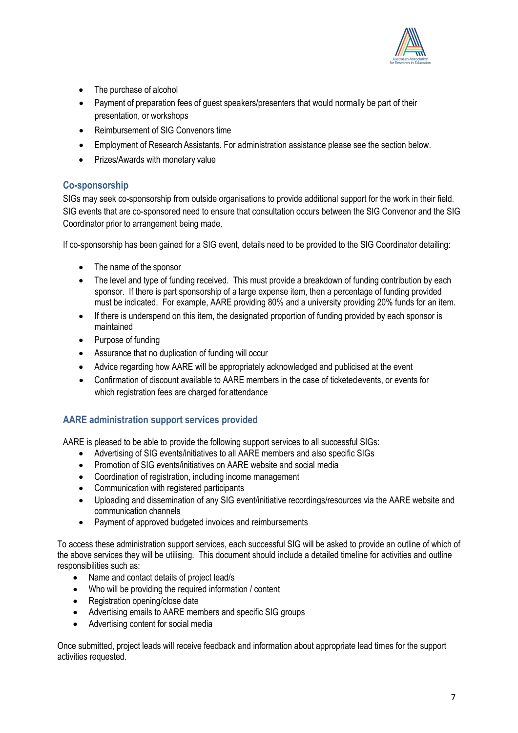- The purchase of alcohol
- Payment of preparation fees of guest speakers/presenters that would normally be part of their presentation, or workshops
- Reimbursement of SIG Convenors time
- Employment of Research Assistants. For administration assistance please see the section below.
- Prizes/Awards with monetary value

## Co-sponsorship

SIGs may seek co-sponsorship from outside organisations to provide additional support for the work in their field. SIG events that are co-sponsored need to ensure that consultation occurs between the SIG Convenor and the SIG Coordinator prior to arrangement being made.

If co-sponsorship has been gained for a SIG event, details need to be provided to the SIG Coordinator detailing:

- The name of the sponsor
- The level and type of funding received. This must provide a breakdown of funding contribution by each sponsor. If there is part sponsorship of a large expense item, then a percentage of funding provided must be indicated. For example, AARE providing 80% and a university providing 20% funds for an item.
- If there is underspend on this item, the designated proportion of funding provided by each sponsor is maintained
- Purpose of funding
- Assurance that no duplication of funding will occur
- Advice regarding how AARE will be appropriately acknowledged and publicised at the event
- Confirmation of discount available to AARE members in the case of ticketed events, or events for which registration fees are charged for attendance

## AARE administration support services provided

AARE is pleased to be able to provide the following support services to all successful SIGs:

- Advertising of SIG events/initiatives to all AARE members and also specific SIGs
- Promotion of SIG events/initiatives on AARE website and social media
- Coordination of registration, including income management
- Communication with registered participants
- Uploading and dissemination of any SIG event/initiative recordings/resources via the AARE website and communication channels
- Payment of approved budgeted invoices and reimbursements

To access these administration support services, each successful SIG will be asked to provide an outline of which of the above services they will be utilising. This document should include a detailed timeline for activities and outline responsibilities such as:

- Name and contact details of project lead/s
- Who will be providing the required information / content
- Registration opening/close date
- Advertising emails to AARE members and specific SIG groups
- Advertising content for social media

Once submitted, project leads will receive feedback and information about appropriate lead times for the support activities requested.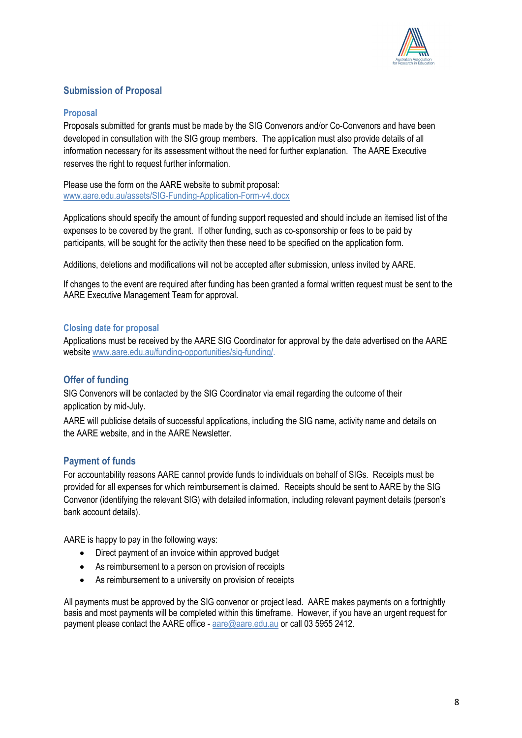## Submission of Proposal

### Proposal

Proposals submitted for grants must be made by the SIG Convenors and/or Co-Convenors and have been developed in consultation with the SIG group members. The application must also provide details of all information necessary for its assessment without the need for further explanation. The AARE Executive reserves the right to request further information.

Please use the form on the AARE website to submit proposal:
www.aare.edu.au/assets/SIG-Funding-Application-Form-v4.docx

Applications should specify the amount of funding support requested and should include an itemised list of the expenses to be covered by the grant. If other funding, such as co-sponsorship or fees to be paid by participants, will be sought for the activity then these need to be specified on the application form.

Additions, deletions and modifications will not be accepted after submission, unless invited by AARE.

If changes to the event are required after funding has been granted a formal written request must be sent to the AARE Executive Management Team for approval.

### Closing date for proposal

Applications must be received by the AARE SIG Coordinator for approval by the date advertised on the AARE website www.aare.edu.au/funding-opportunities/sig-funding/.

## Offer of funding

SIG Convenors will be contacted by the SIG Coordinator via email regarding the outcome of their application by mid-July.

AARE will publicise details of successful applications, including the SIG name, activity name and details on the AARE website, and in the AARE Newsletter.

## Payment of funds

For accountability reasons AARE cannot provide funds to individuals on behalf of SIGs. Receipts must be provided for all expenses for which reimbursement is claimed. Receipts should be sent to AARE by the SIG Convenor (identifying the relevant SIG) with detailed information, including relevant payment details (person's bank account details).

AARE is happy to pay in the following ways:

- Direct payment of an invoice within approved budget
- As reimbursement to a person on provision of receipts
- As reimbursement to a university on provision of receipts

All payments must be approved by the SIG convenor or project lead. AARE makes payments on a fortnightly basis and most payments will be completed within this timeframe. However, if you have an urgent request for payment please contact the AARE office - aare@aare.edu.au or call 03 5955 2412.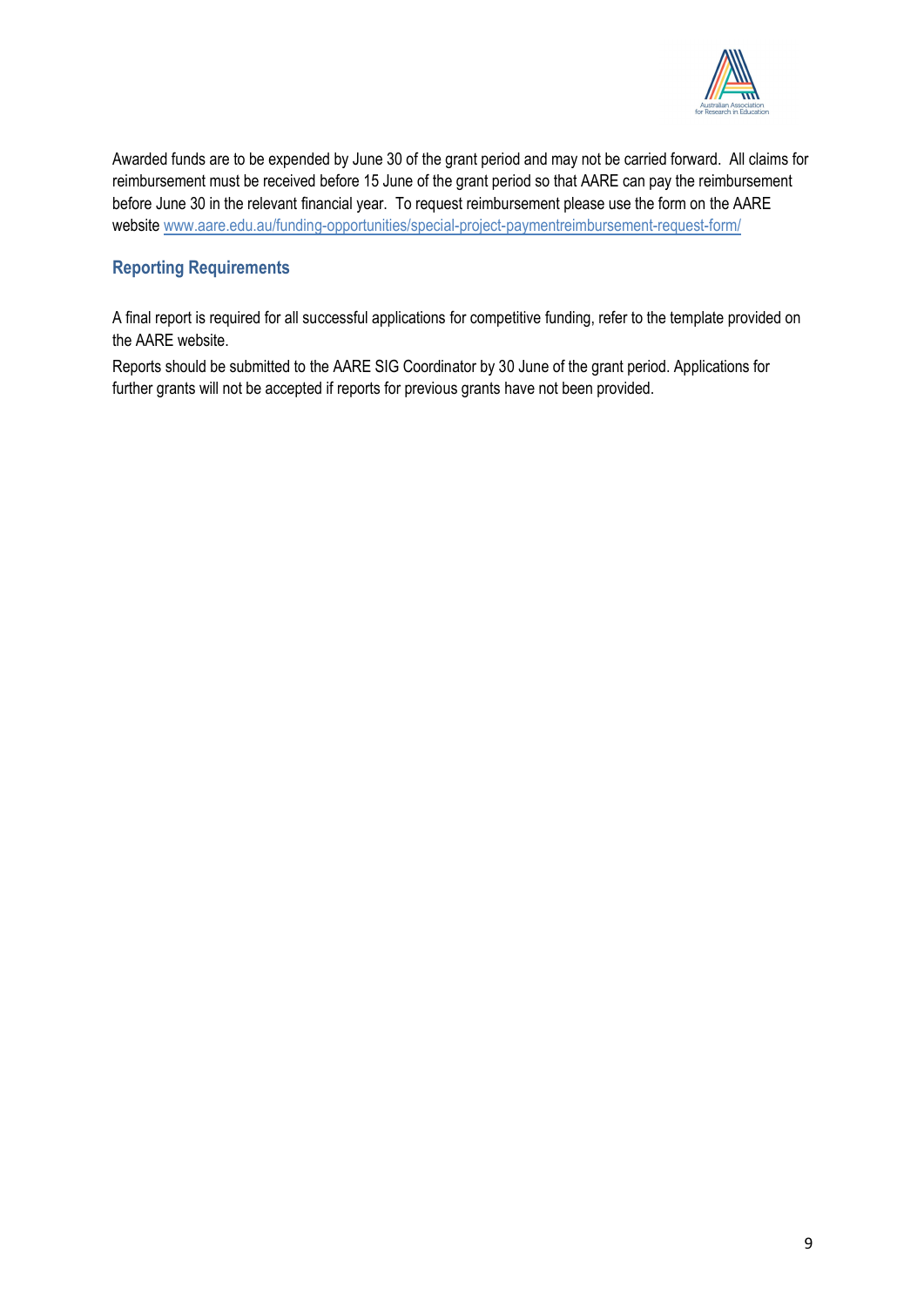Awarded funds are to be expended by June 30 of the grant period and may not be carried forward. All claims for reimbursement must be received before 15 June of the grant period so that AARE can pay the reimbursement before June 30 in the relevant financial year. To request reimbursement please use the form on the AARE website www.aare.edu.au/funding-opportunities/special-project-paymentreimbursement-request-form/

## Reporting Requirements

A final report is required for all successful applications for competitive funding, refer to the template provided on the AARE website.

Reports should be submitted to the AARE SIG Coordinator by 30 June of the grant period. Applications for further grants will not be accepted if reports for previous grants have not been provided.